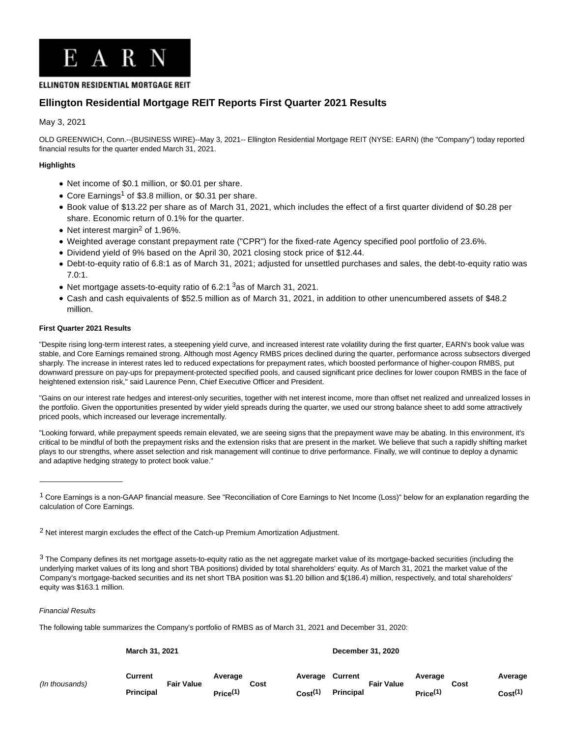# E A R N

**ELLINGTON RESIDENTIAL MORTGAGE REIT**

## Ellington Residential Mortgage REIT Reports First Quarter 2021 Results

May 3, 2021

OLD GREENWICH, Conn.--(BUSINESS WIRE)--May 3, 2021-- Ellington Residential Mortgage REIT (NYSE: EARN) (the "Company") today reported financial results for the quarter ended March 31, 2021.

**Highlights**

- Net income of $0.1 million, or $0.01 per share.
- Core Earnings[1] of $3.8 million, or $0.31 per share.
- Book value of $13.22 per share as of March 31, 2021, which includes the effect of a first quarter dividend of $0.28 per share. Economic return of 0.1% for the quarter.
- Net interest margin[2] of 1.96%.
- Weighted average constant prepayment rate ("CPR") for the fixed-rate Agency specified pool portfolio of 23.6%.
- Dividend yield of 9% based on the April 30, 2021 closing stock price of $12.44.
- Debt-to-equity ratio of 6.8:1 as of March 31, 2021; adjusted for unsettled purchases and sales, the debt-to-equity ratio was 7.0:1.
- Net mortgage assets-to-equity ratio of 6.2:1 [3]as of March 31, 2021.
- Cash and cash equivalents of $52.5 million as of March 31, 2021, in addition to other unencumbered assets of $48.2 million.

**First Quarter 2021 Results**

"Despite rising long-term interest rates, a steepening yield curve, and increased interest rate volatility during the first quarter, EARN's book value was stable, and Core Earnings remained strong. Although most Agency RMBS prices declined during the quarter, performance across subsectors diverged sharply. The increase in interest rates led to reduced expectations for prepayment rates, which boosted performance of higher-coupon RMBS, put downward pressure on pay-ups for prepayment-protected specified pools, and caused significant price declines for lower coupon RMBS in the face of heightened extension risk," said Laurence Penn, Chief Executive Officer and President.

"Gains on our interest rate hedges and interest-only securities, together with net interest income, more than offset net realized and unrealized losses in the portfolio. Given the opportunities presented by wider yield spreads during the quarter, we used our strong balance sheet to add some attractively priced pools, which increased our leverage incrementally.

"Looking forward, while prepayment speeds remain elevated, we are seeing signs that the prepayment wave may be abating. In this environment, it's critical to be mindful of both the prepayment risks and the extension risks that are present in the market. We believe that such a rapidly shifting market plays to our strengths, where asset selection and risk management will continue to drive performance. Finally, we will continue to deploy a dynamic and adaptive hedging strategy to protect book value."

---

[1] Core Earnings is a non-GAAP financial measure. See "Reconciliation of Core Earnings to Net Income (Loss)" below for an explanation regarding the calculation of Core Earnings.

[2] Net interest margin excludes the effect of the Catch-up Premium Amortization Adjustment.

[3] The Company defines its net mortgage assets-to-equity ratio as the net aggregate market value of its mortgage-backed securities (including the underlying market values of its long and short TBA positions) divided by total shareholders' equity. As of March 31, 2021 the market value of the Company's mortgage-backed securities and its net short TBA position was $1.20 billion and $(186.4) million, respectively, and total shareholders' equity was $163.1 million.

*Financial Results*

The following table summarizes the Company's portfolio of RMBS as of March 31, 2021 and December 31, 2020:

| *(In thousands)* | **March 31, 2021** | | | | | **December 31, 2020** | | | | |
|---|---|---|---|---|---|---|---|---|---|---|
| | **Current Principal** | **Fair Value** | **Average Price(1)** | **Cost** | **Average Cost(1)** | **Current Principal** | **Fair Value** | **Average Price(1)** | **Cost** | **Average Cost(1)** |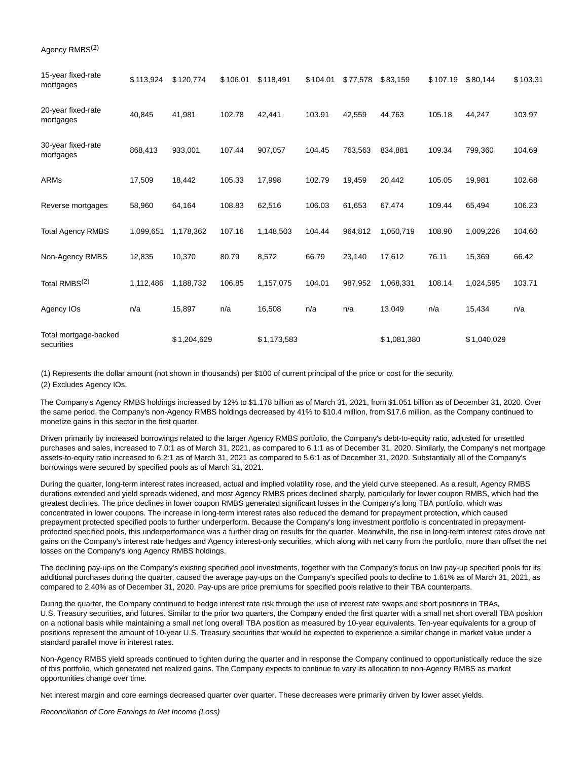| Agency RMBS[2] | | | | | | | | | | |
|---|---|---|---|---|---|---|---|---|---|---|
| 15-year fixed-rate mortgages | $113,924 | $120,774 | $106.01 | $118,491 | $104.01 | $77,578 | $83,159 | $107.19 | $80,144 | $103.31 |
| 20-year fixed-rate mortgages | 40,845 | 41,981 | 102.78 | 42,441 | 103.91 | 42,559 | 44,763 | 105.18 | 44,247 | 103.97 |
| 30-year fixed-rate mortgages | 868,413 | 933,001 | 107.44 | 907,057 | 104.45 | 763,563 | 834,881 | 109.34 | 799,360 | 104.69 |
| ARMs | 17,509 | 18,442 | 105.33 | 17,998 | 102.79 | 19,459 | 20,442 | 105.05 | 19,981 | 102.68 |
| Reverse mortgages | 58,960 | 64,164 | 108.83 | 62,516 | 106.03 | 61,653 | 67,474 | 109.44 | 65,494 | 106.23 |
| Total Agency RMBS | 1,099,651 | 1,178,362 | 107.16 | 1,148,503 | 104.44 | 964,812 | 1,050,719 | 108.90 | 1,009,226 | 104.60 |
| Non-Agency RMBS | 12,835 | 10,370 | 80.79 | 8,572 | 66.79 | 23,140 | 17,612 | 76.11 | 15,369 | 66.42 |
| Total RMBS[2] | 1,112,486 | 1,188,732 | 106.85 | 1,157,075 | 104.01 | 987,952 | 1,068,331 | 108.14 | 1,024,595 | 103.71 |
| Agency IOs | n/a | 15,897 | n/a | 16,508 | n/a | n/a | 13,049 | n/a | 15,434 | n/a |
| Total mortgage-backed securities | | $1,204,629 | | $1,173,583 | | | $1,081,380 | | $1,040,029 | |

(1) Represents the dollar amount (not shown in thousands) per $100 of current principal of the price or cost for the security.

(2) Excludes Agency IOs.

The Company's Agency RMBS holdings increased by 12% to $1.178 billion as of March 31, 2021, from $1.051 billion as of December 31, 2020. Over the same period, the Company's non-Agency RMBS holdings decreased by 41% to $10.4 million, from $17.6 million, as the Company continued to monetize gains in this sector in the first quarter.

Driven primarily by increased borrowings related to the larger Agency RMBS portfolio, the Company's debt-to-equity ratio, adjusted for unsettled purchases and sales, increased to 7.0:1 as of March 31, 2021, as compared to 6.1:1 as of December 31, 2020. Similarly, the Company's net mortgage assets-to-equity ratio increased to 6.2:1 as of March 31, 2021 as compared to 5.6:1 as of December 31, 2020. Substantially all of the Company's borrowings were secured by specified pools as of March 31, 2021.

During the quarter, long-term interest rates increased, actual and implied volatility rose, and the yield curve steepened. As a result, Agency RMBS durations extended and yield spreads widened, and most Agency RMBS prices declined sharply, particularly for lower coupon RMBS, which had the greatest declines. The price declines in lower coupon RMBS generated significant losses in the Company's long TBA portfolio, which was concentrated in lower coupons. The increase in long-term interest rates also reduced the demand for prepayment protection, which caused prepayment protected specified pools to further underperform. Because the Company's long investment portfolio is concentrated in prepayment-protected specified pools, this underperformance was a further drag on results for the quarter. Meanwhile, the rise in long-term interest rates drove net gains on the Company's interest rate hedges and Agency interest-only securities, which along with net carry from the portfolio, more than offset the net losses on the Company's long Agency RMBS holdings.

The declining pay-ups on the Company's existing specified pool investments, together with the Company's focus on low pay-up specified pools for its additional purchases during the quarter, caused the average pay-ups on the Company's specified pools to decline to 1.61% as of March 31, 2021, as compared to 2.40% as of December 31, 2020. Pay-ups are price premiums for specified pools relative to their TBA counterparts.

During the quarter, the Company continued to hedge interest rate risk through the use of interest rate swaps and short positions in TBAs, U.S. Treasury securities, and futures. Similar to the prior two quarters, the Company ended the first quarter with a small net short overall TBA position on a notional basis while maintaining a small net long overall TBA position as measured by 10-year equivalents. Ten-year equivalents for a group of positions represent the amount of 10-year U.S. Treasury securities that would be expected to experience a similar change in market value under a standard parallel move in interest rates.

Non-Agency RMBS yield spreads continued to tighten during the quarter and in response the Company continued to opportunistically reduce the size of this portfolio, which generated net realized gains. The Company expects to continue to vary its allocation to non-Agency RMBS as market opportunities change over time.

Net interest margin and core earnings decreased quarter over quarter. These decreases were primarily driven by lower asset yields.

*Reconciliation of Core Earnings to Net Income (Loss)*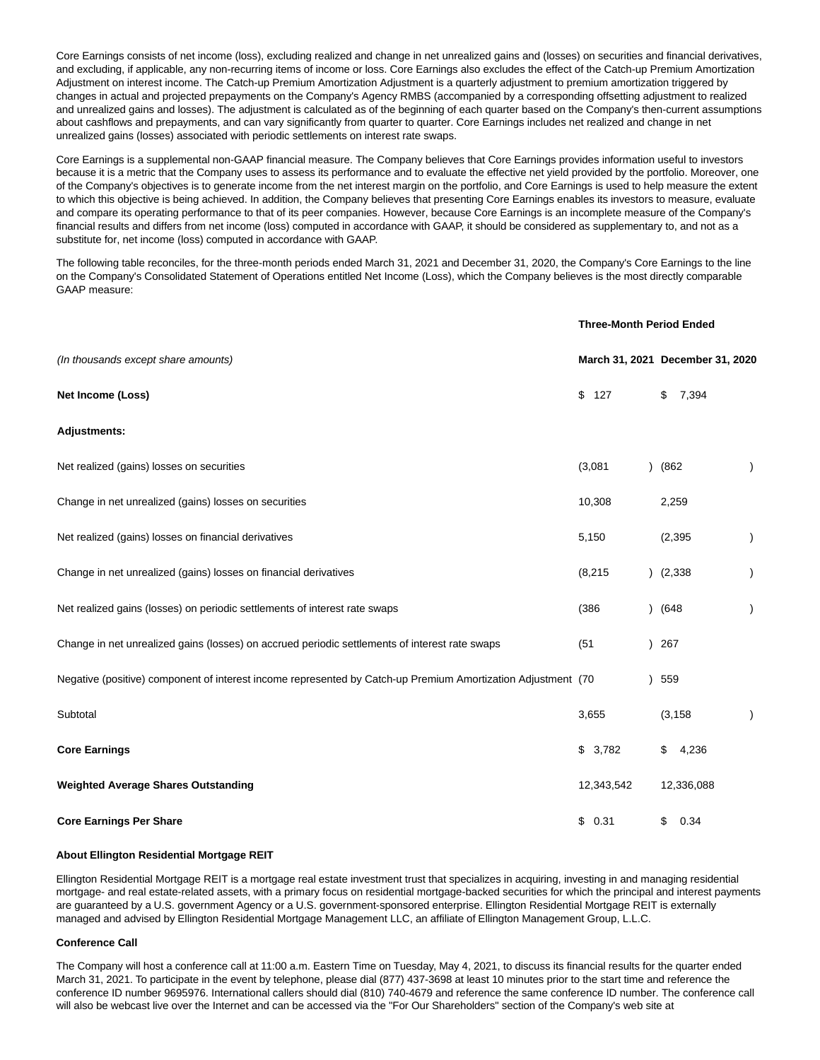Core Earnings consists of net income (loss), excluding realized and change in net unrealized gains and (losses) on securities and financial derivatives, and excluding, if applicable, any non-recurring items of income or loss. Core Earnings also excludes the effect of the Catch-up Premium Amortization Adjustment on interest income. The Catch-up Premium Amortization Adjustment is a quarterly adjustment to premium amortization triggered by changes in actual and projected prepayments on the Company's Agency RMBS (accompanied by a corresponding offsetting adjustment to realized and unrealized gains and losses). The adjustment is calculated as of the beginning of each quarter based on the Company's then-current assumptions about cashflows and prepayments, and can vary significantly from quarter to quarter. Core Earnings includes net realized and change in net unrealized gains (losses) associated with periodic settlements on interest rate swaps.

Core Earnings is a supplemental non-GAAP financial measure. The Company believes that Core Earnings provides information useful to investors because it is a metric that the Company uses to assess its performance and to evaluate the effective net yield provided by the portfolio. Moreover, one of the Company's objectives is to generate income from the net interest margin on the portfolio, and Core Earnings is used to help measure the extent to which this objective is being achieved. In addition, the Company believes that presenting Core Earnings enables its investors to measure, evaluate and compare its operating performance to that of its peer companies. However, because Core Earnings is an incomplete measure of the Company's financial results and differs from net income (loss) computed in accordance with GAAP, it should be considered as supplementary to, and not as a substitute for, net income (loss) computed in accordance with GAAP.

The following table reconciles, for the three-month periods ended March 31, 2021 and December 31, 2020, the Company's Core Earnings to the line on the Company's Consolidated Statement of Operations entitled Net Income (Loss), which the Company believes is the most directly comparable GAAP measure:

| | Three-Month Period Ended | |
|---|---|---|
| *(In thousands except share amounts)* | **March 31, 2021** | **December 31, 2020** |
| **Net Income (Loss)** | $ 127 | $ 7,394 |
| **Adjustments:** | | |
| Net realized (gains) losses on securities | (3,081) | (862) |
| Change in net unrealized (gains) losses on securities | 10,308 | 2,259 |
| Net realized (gains) losses on financial derivatives | 5,150 | (2,395) |
| Change in net unrealized (gains) losses on financial derivatives | (8,215) | (2,338) |
| Net realized gains (losses) on periodic settlements of interest rate swaps | (386) | (648) |
| Change in net unrealized gains (losses) on accrued periodic settlements of interest rate swaps | (51) | 267 |
| Negative (positive) component of interest income represented by Catch-up Premium Amortization Adjustment | (70) | 559 |
| Subtotal | 3,655 | (3,158) |
| **Core Earnings** | $ 3,782 | $ 4,236 |
| **Weighted Average Shares Outstanding** | 12,343,542 | 12,336,088 |
| **Core Earnings Per Share** | $ 0.31 | $ 0.34 |

**About Ellington Residential Mortgage REIT**

Ellington Residential Mortgage REIT is a mortgage real estate investment trust that specializes in acquiring, investing in and managing residential mortgage- and real estate-related assets, with a primary focus on residential mortgage-backed securities for which the principal and interest payments are guaranteed by a U.S. government Agency or a U.S. government-sponsored enterprise. Ellington Residential Mortgage REIT is externally managed and advised by Ellington Residential Mortgage Management LLC, an affiliate of Ellington Management Group, L.L.C.

**Conference Call**

The Company will host a conference call at 11:00 a.m. Eastern Time on Tuesday, May 4, 2021, to discuss its financial results for the quarter ended March 31, 2021. To participate in the event by telephone, please dial (877) 437-3698 at least 10 minutes prior to the start time and reference the conference ID number 9695976. International callers should dial (810) 740-4679 and reference the same conference ID number. The conference call will also be webcast live over the Internet and can be accessed via the "For Our Shareholders" section of the Company's web site at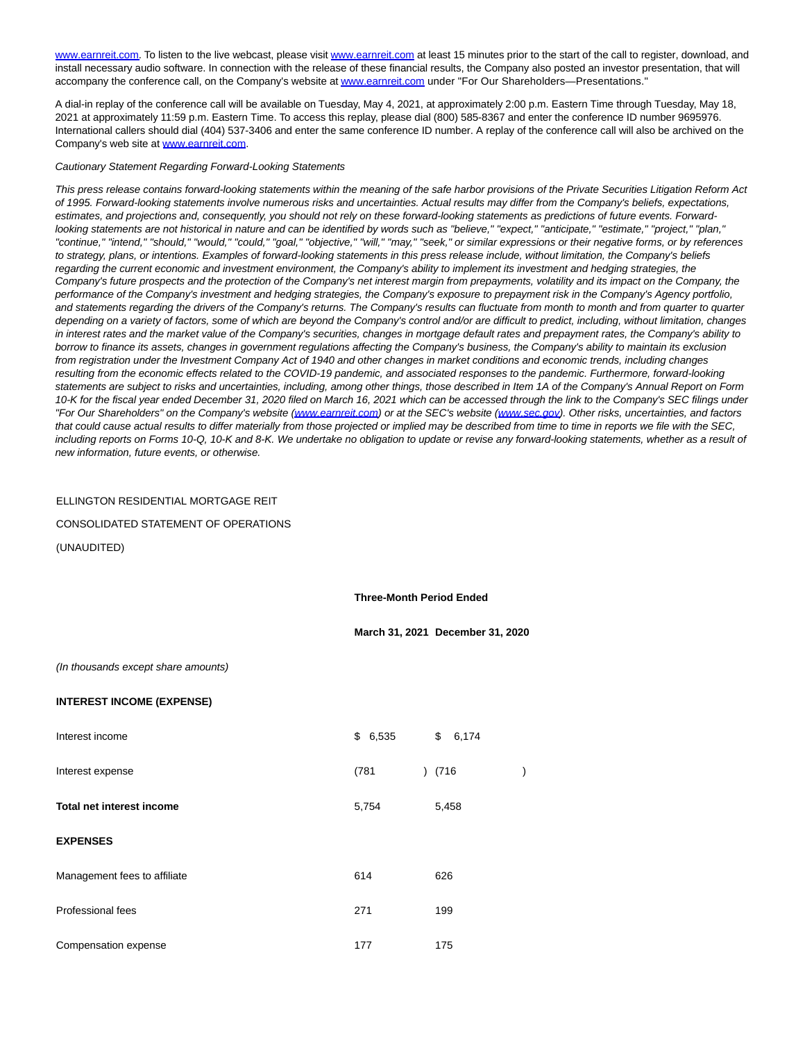www.earnreit.com. To listen to the live webcast, please visit www.earnreit.com at least 15 minutes prior to the start of the call to register, download, and install necessary audio software. In connection with the release of these financial results, the Company also posted an investor presentation, that will accompany the conference call, on the Company's website at www.earnreit.com under "For Our Shareholders—Presentations."

A dial-in replay of the conference call will be available on Tuesday, May 4, 2021, at approximately 2:00 p.m. Eastern Time through Tuesday, May 18, 2021 at approximately 11:59 p.m. Eastern Time. To access this replay, please dial (800) 585-8367 and enter the conference ID number 9695976. International callers should dial (404) 537-3406 and enter the same conference ID number. A replay of the conference call will also be archived on the Company's web site at www.earnreit.com.

*Cautionary Statement Regarding Forward-Looking Statements*

*This press release contains forward-looking statements within the meaning of the safe harbor provisions of the Private Securities Litigation Reform Act of 1995. Forward-looking statements involve numerous risks and uncertainties. Actual results may differ from the Company's beliefs, expectations, estimates, and projections and, consequently, you should not rely on these forward-looking statements as predictions of future events. Forward-looking statements are not historical in nature and can be identified by words such as "believe," "expect," "anticipate," "estimate," "project," "plan," "continue," "intend," "should," "would," "could," "goal," "objective," "will," "may," "seek," or similar expressions or their negative forms, or by references to strategy, plans, or intentions. Examples of forward-looking statements in this press release include, without limitation, the Company's beliefs regarding the current economic and investment environment, the Company's ability to implement its investment and hedging strategies, the Company's future prospects and the protection of the Company's net interest margin from prepayments, volatility and its impact on the Company, the performance of the Company's investment and hedging strategies, the Company's exposure to prepayment risk in the Company's Agency portfolio, and statements regarding the drivers of the Company's returns. The Company's results can fluctuate from month to month and from quarter to quarter depending on a variety of factors, some of which are beyond the Company's control and/or are difficult to predict, including, without limitation, changes in interest rates and the market value of the Company's securities, changes in mortgage default rates and prepayment rates, the Company's ability to borrow to finance its assets, changes in government regulations affecting the Company's business, the Company's ability to maintain its exclusion from registration under the Investment Company Act of 1940 and other changes in market conditions and economic trends, including changes resulting from the economic effects related to the COVID-19 pandemic, and associated responses to the pandemic. Furthermore, forward-looking statements are subject to risks and uncertainties, including, among other things, those described in Item 1A of the Company's Annual Report on Form 10-K for the fiscal year ended December 31, 2020 filed on March 16, 2021 which can be accessed through the link to the Company's SEC filings under "For Our Shareholders" on the Company's website (www.earnreit.com) or at the SEC's website (www.sec.gov). Other risks, uncertainties, and factors that could cause actual results to differ materially from those projected or implied may be described from time to time in reports we file with the SEC, including reports on Forms 10-Q, 10-K and 8-K. We undertake no obligation to update or revise any forward-looking statements, whether as a result of new information, future events, or otherwise.*

ELLINGTON RESIDENTIAL MORTGAGE REIT

CONSOLIDATED STATEMENT OF OPERATIONS

(UNAUDITED)

| | Three-Month Period Ended | |
|---|---|---|
| | **March 31, 2021** | **December 31, 2020** |
| *(In thousands except share amounts)* | | |
| **INTEREST INCOME (EXPENSE)** | | |
| Interest income | $ 6,535 | $ 6,174 |
| Interest expense | (781) | (716) |
| **Total net interest income** | 5,754 | 5,458 |
| **EXPENSES** | | |
| Management fees to affiliate | 614 | 626 |
| Professional fees | 271 | 199 |
| Compensation expense | 177 | 175 |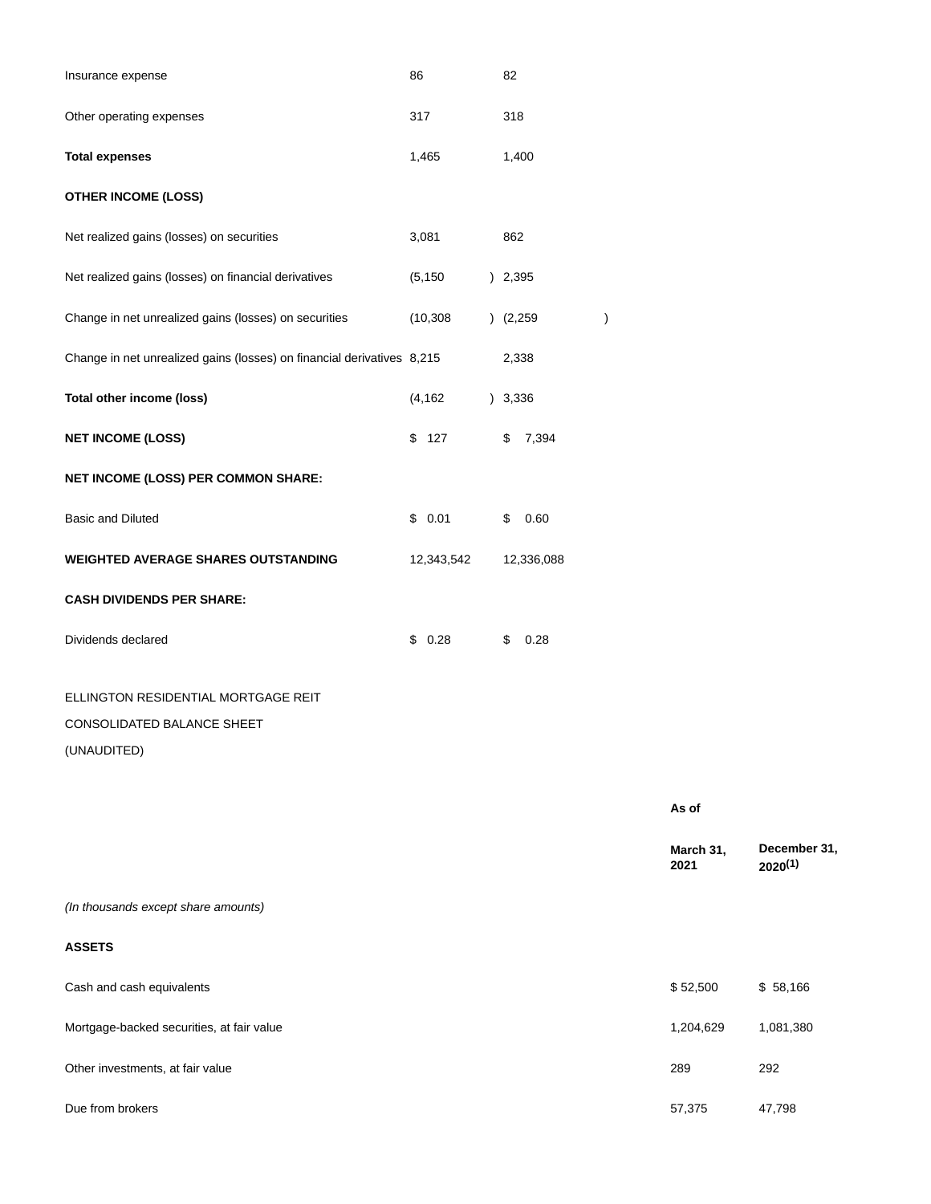| | | |
|---|---|---|
| Insurance expense | 86 | 82 |
| Other operating expenses | 317 | 318 |
| **Total expenses** | 1,465 | 1,400 |
| **OTHER INCOME (LOSS)** | | |
| Net realized gains (losses) on securities | 3,081 | 862 |
| Net realized gains (losses) on financial derivatives | (5,150) | 2,395 |
| Change in net unrealized gains (losses) on securities | (10,308) | (2,259) |
| Change in net unrealized gains (losses) on financial derivatives | 8,215 | 2,338 |
| **Total other income (loss)** | (4,162) | 3,336 |
| **NET INCOME (LOSS)** | $ 127 | $ 7,394 |
| **NET INCOME (LOSS) PER COMMON SHARE:** | | |
| Basic and Diluted | $ 0.01 | $ 0.60 |
| **WEIGHTED AVERAGE SHARES OUTSTANDING** | 12,343,542 | 12,336,088 |
| **CASH DIVIDENDS PER SHARE:** | | |
| Dividends declared | $ 0.28 | $ 0.28 |

ELLINGTON RESIDENTIAL MORTGAGE REIT

CONSOLIDATED BALANCE SHEET

(UNAUDITED)

| | **As of** | |
|---|---|---|
| | **March 31, 2021** | **December 31, 2020[(1)]** |
| *(In thousands except share amounts)* | | |
| **ASSETS** | | |
| Cash and cash equivalents | $ 52,500 | $ 58,166 |
| Mortgage-backed securities, at fair value | 1,204,629 | 1,081,380 |
| Other investments, at fair value | 289 | 292 |
| Due from brokers | 57,375 | 47,798 |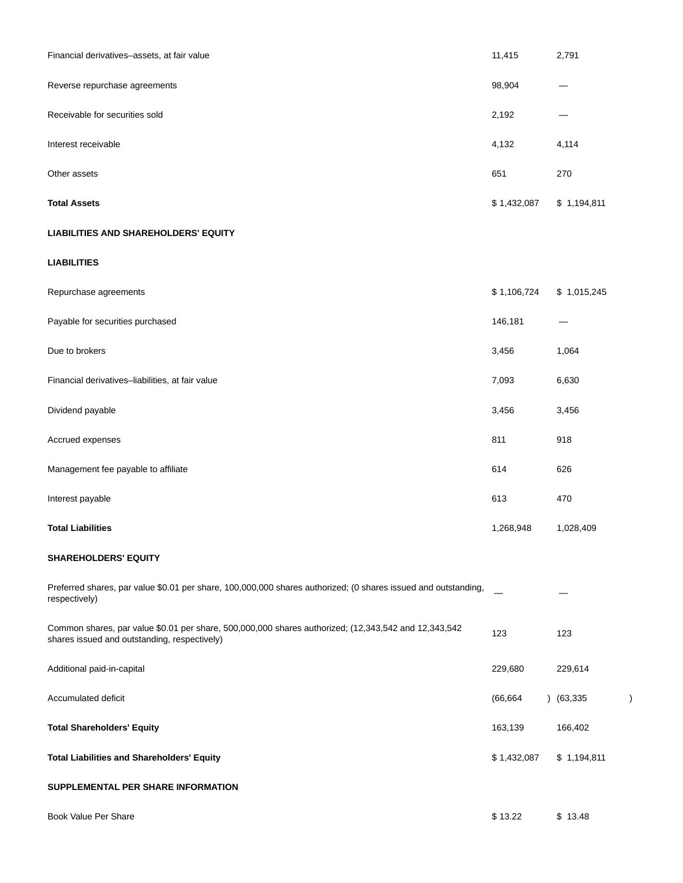| | | |
|---|---|---|
| Financial derivatives–assets, at fair value | 11,415 | 2,791 |
| Reverse repurchase agreements | 98,904 | — |
| Receivable for securities sold | 2,192 | — |
| Interest receivable | 4,132 | 4,114 |
| Other assets | 651 | 270 |
| **Total Assets** | $ 1,432,087 | $ 1,194,811 |
| **LIABILITIES AND SHAREHOLDERS' EQUITY** | | |
| **LIABILITIES** | | |
| Repurchase agreements | $ 1,106,724 | $ 1,015,245 |
| Payable for securities purchased | 146,181 | — |
| Due to brokers | 3,456 | 1,064 |
| Financial derivatives–liabilities, at fair value | 7,093 | 6,630 |
| Dividend payable | 3,456 | 3,456 |
| Accrued expenses | 811 | 918 |
| Management fee payable to affiliate | 614 | 626 |
| Interest payable | 613 | 470 |
| **Total Liabilities** | 1,268,948 | 1,028,409 |
| **SHAREHOLDERS' EQUITY** | | |
| Preferred shares, par value $0.01 per share, 100,000,000 shares authorized; (0 shares issued and outstanding, respectively) | — | — |
| Common shares, par value $0.01 per share, 500,000,000 shares authorized; (12,343,542 and 12,343,542 shares issued and outstanding, respectively) | 123 | 123 |
| Additional paid-in-capital | 229,680 | 229,614 |
| Accumulated deficit | (66,664) | (63,335) |
| **Total Shareholders' Equity** | 163,139 | 166,402 |
| **Total Liabilities and Shareholders' Equity** | $ 1,432,087 | $ 1,194,811 |
| **SUPPLEMENTAL PER SHARE INFORMATION** | | |
| Book Value Per Share | $ 13.22 | $ 13.48 |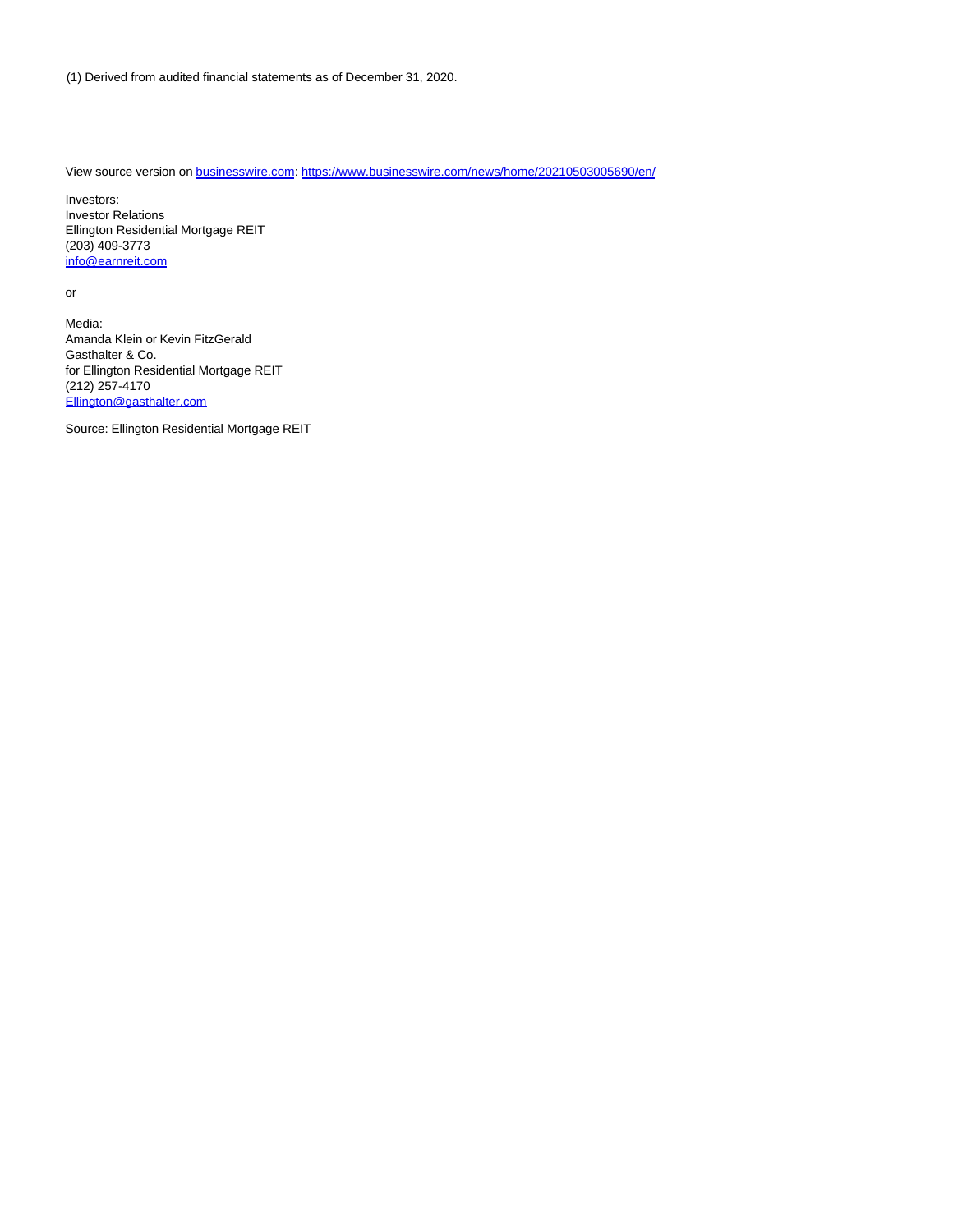(1) Derived from audited financial statements as of December 31, 2020.

View source version on businesswire.com: https://www.businesswire.com/news/home/20210503005690/en/

Investors:
Investor Relations
Ellington Residential Mortgage REIT
(203) 409-3773
info@earnreit.com

or

Media:
Amanda Klein or Kevin FitzGerald
Gasthalter & Co.
for Ellington Residential Mortgage REIT
(212) 257-4170
Ellington@gasthalter.com

Source: Ellington Residential Mortgage REIT